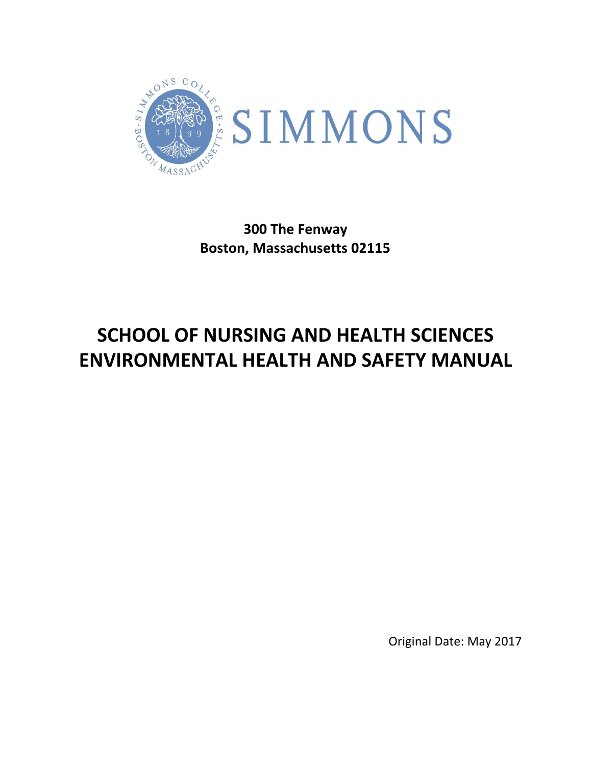SIMMONS

**300 The Fenway**
**Boston, Massachusetts 02115**

# SCHOOL OF NURSING AND HEALTH SCIENCES ENVIRONMENTAL HEALTH AND SAFETY MANUAL

Original Date: May 2017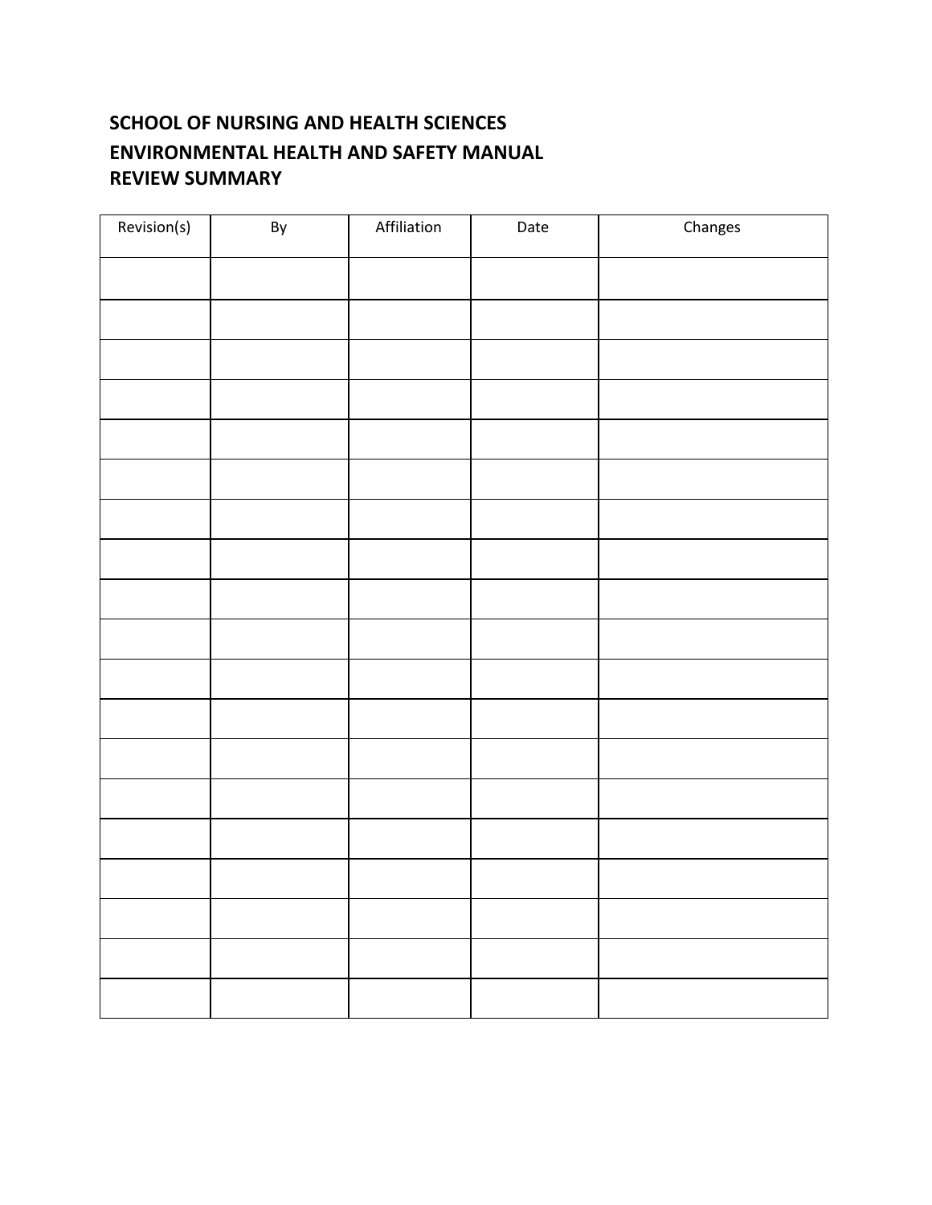**SCHOOL OF NURSING AND HEALTH SCIENCES**
**ENVIRONMENTAL HEALTH AND SAFETY MANUAL**
**REVIEW SUMMARY**

| Revision(s) | By | Affiliation | Date | Changes |
|---|---|---|---|---|
| | | | | |
| | | | | |
| | | | | |
| | | | | |
| | | | | |
| | | | | |
| | | | | |
| | | | | |
| | | | | |
| | | | | |
| | | | | |
| | | | | |
| | | | | |
| | | | | |
| | | | | |
| | | | | |
| | | | | |
| | | | | |
| | | | | |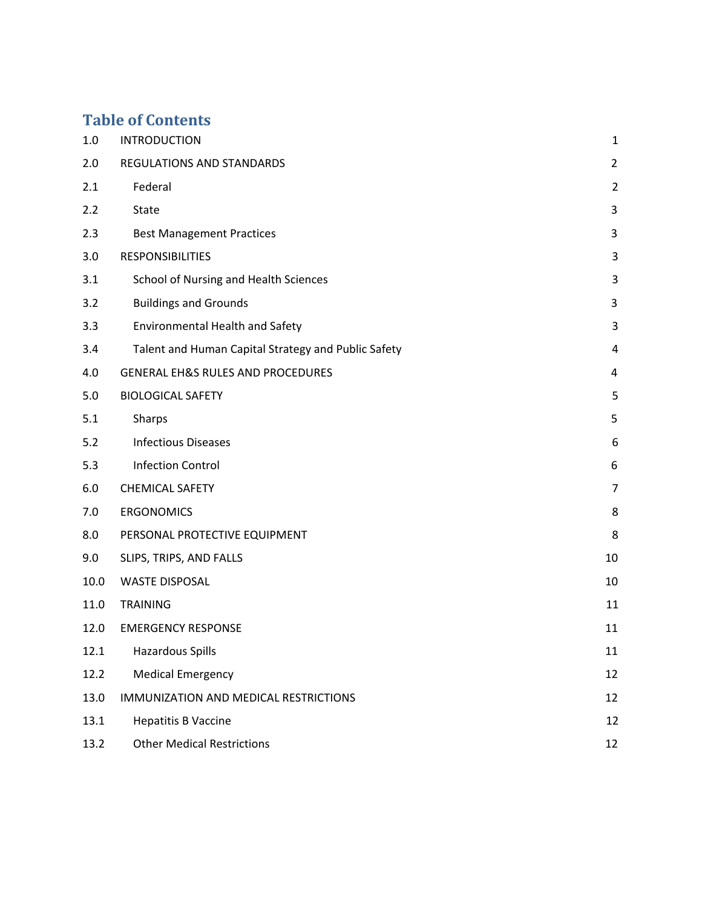## Table of Contents

| | | |
|---|---|---|
| 1.0 | INTRODUCTION | 1 |
| 2.0 | REGULATIONS AND STANDARDS | 2 |
| 2.1 | Federal | 2 |
| 2.2 | State | 3 |
| 2.3 | Best Management Practices | 3 |
| 3.0 | RESPONSIBILITIES | 3 |
| 3.1 | School of Nursing and Health Sciences | 3 |
| 3.2 | Buildings and Grounds | 3 |
| 3.3 | Environmental Health and Safety | 3 |
| 3.4 | Talent and Human Capital Strategy and Public Safety | 4 |
| 4.0 | GENERAL EH&S RULES AND PROCEDURES | 4 |
| 5.0 | BIOLOGICAL SAFETY | 5 |
| 5.1 | Sharps | 5 |
| 5.2 | Infectious Diseases | 6 |
| 5.3 | Infection Control | 6 |
| 6.0 | CHEMICAL SAFETY | 7 |
| 7.0 | ERGONOMICS | 8 |
| 8.0 | PERSONAL PROTECTIVE EQUIPMENT | 8 |
| 9.0 | SLIPS, TRIPS, AND FALLS | 10 |
| 10.0 | WASTE DISPOSAL | 10 |
| 11.0 | TRAINING | 11 |
| 12.0 | EMERGENCY RESPONSE | 11 |
| 12.1 | Hazardous Spills | 11 |
| 12.2 | Medical Emergency | 12 |
| 13.0 | IMMUNIZATION AND MEDICAL RESTRICTIONS | 12 |
| 13.1 | Hepatitis B Vaccine | 12 |
| 13.2 | Other Medical Restrictions | 12 |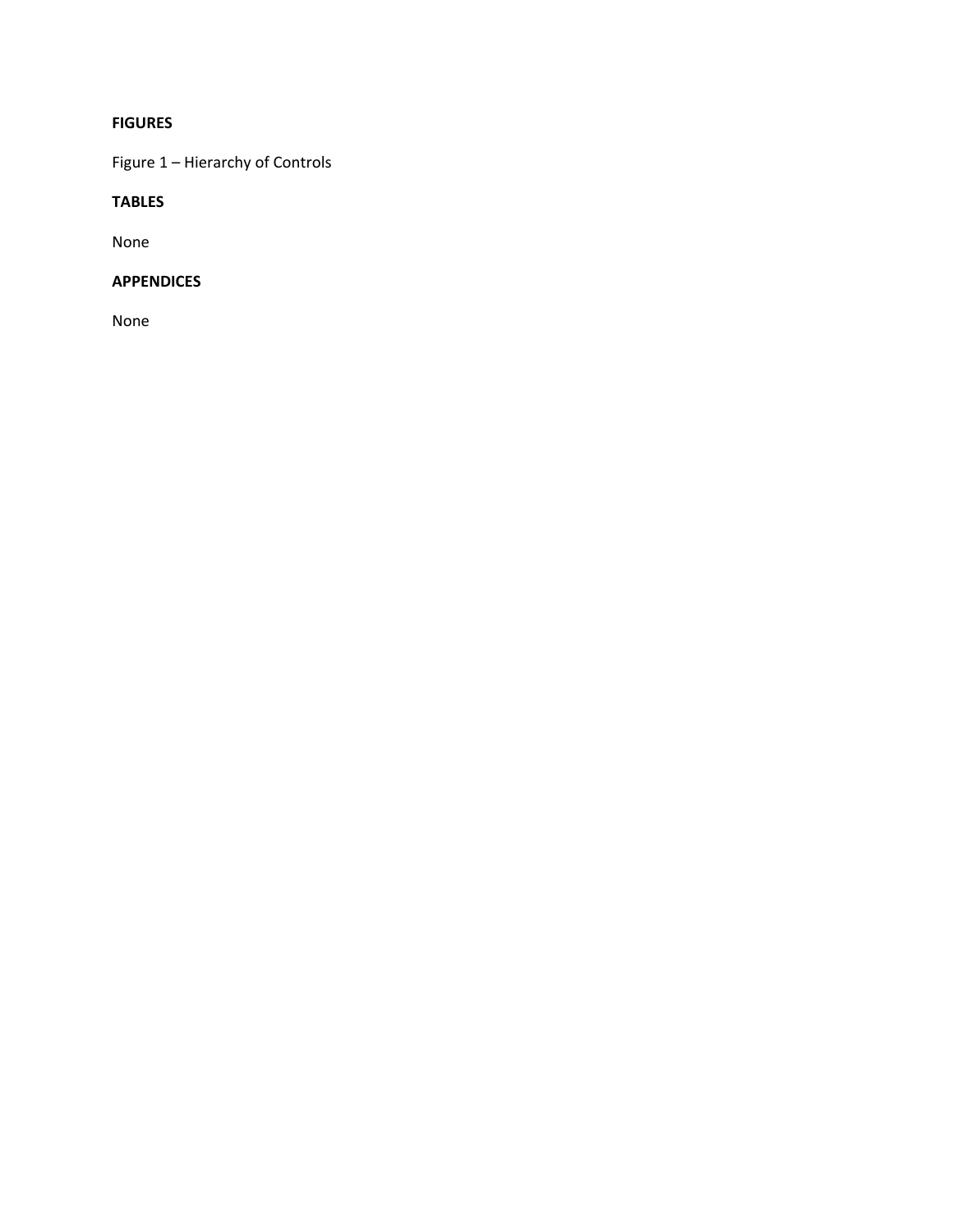**FIGURES**

Figure 1 – Hierarchy of Controls

**TABLES**

None

**APPENDICES**

None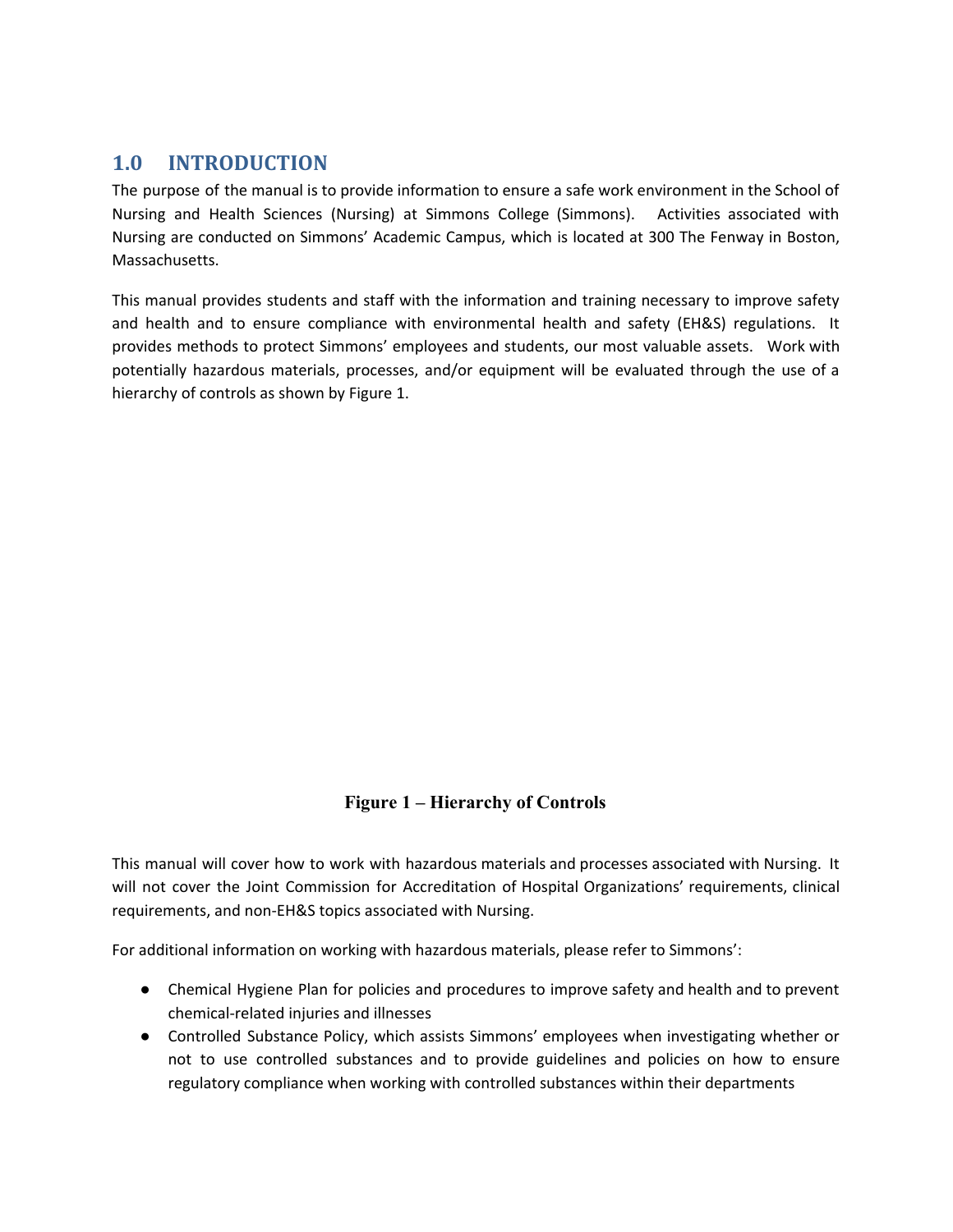## 1.0 INTRODUCTION

The purpose of the manual is to provide information to ensure a safe work environment in the School of Nursing and Health Sciences (Nursing) at Simmons College (Simmons). Activities associated with Nursing are conducted on Simmons' Academic Campus, which is located at 300 The Fenway in Boston, Massachusetts.

This manual provides students and staff with the information and training necessary to improve safety and health and to ensure compliance with environmental health and safety (EH&S) regulations. It provides methods to protect Simmons' employees and students, our most valuable assets. Work with potentially hazardous materials, processes, and/or equipment will be evaluated through the use of a hierarchy of controls as shown by Figure 1.

**Figure 1 – Hierarchy of Controls**

This manual will cover how to work with hazardous materials and processes associated with Nursing. It will not cover the Joint Commission for Accreditation of Hospital Organizations' requirements, clinical requirements, and non-EH&S topics associated with Nursing.

For additional information on working with hazardous materials, please refer to Simmons':

- Chemical Hygiene Plan for policies and procedures to improve safety and health and to prevent chemical-related injuries and illnesses
- Controlled Substance Policy, which assists Simmons' employees when investigating whether or not to use controlled substances and to provide guidelines and policies on how to ensure regulatory compliance when working with controlled substances within their departments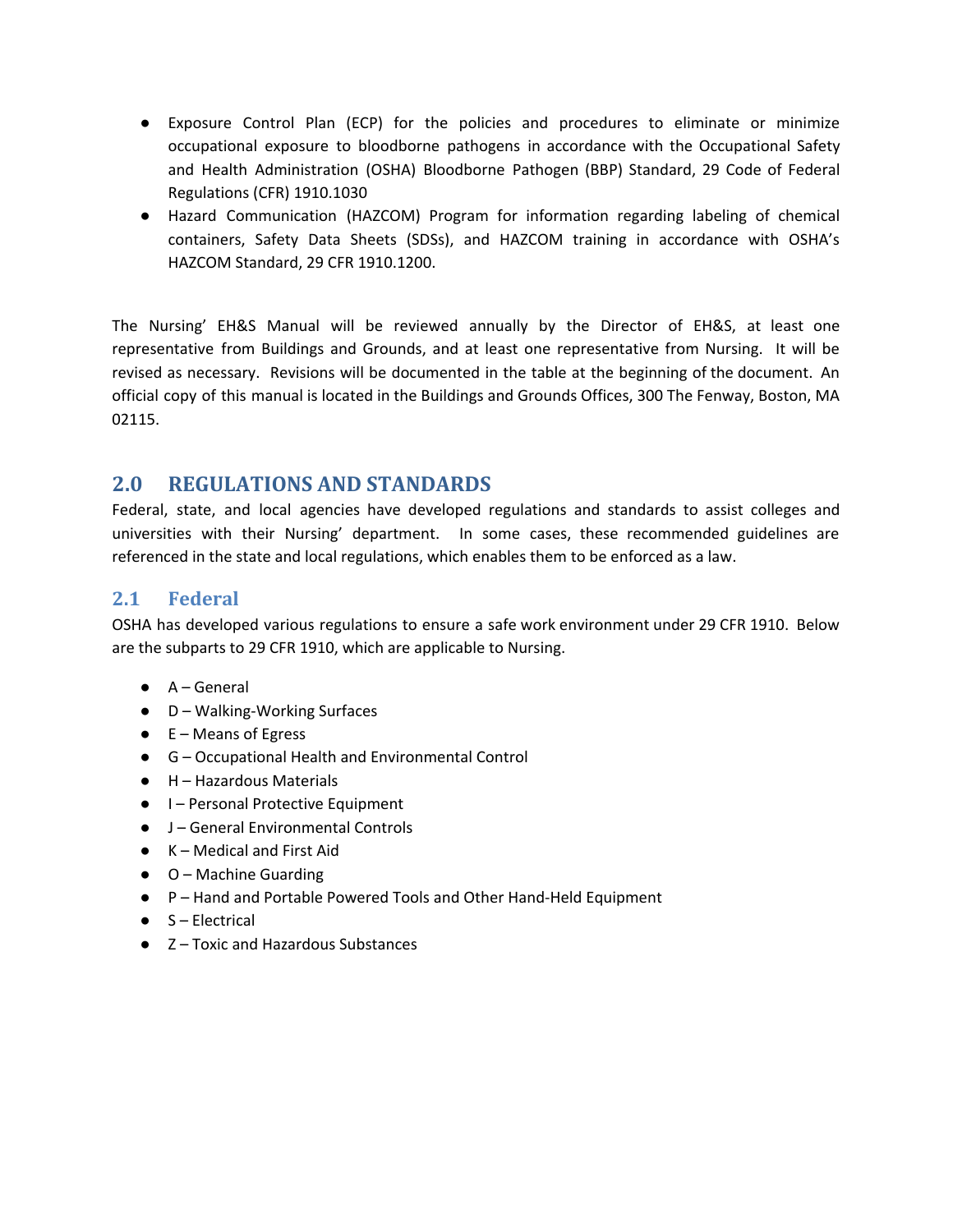- Exposure Control Plan (ECP) for the policies and procedures to eliminate or minimize occupational exposure to bloodborne pathogens in accordance with the Occupational Safety and Health Administration (OSHA) Bloodborne Pathogen (BBP) Standard, 29 Code of Federal Regulations (CFR) 1910.1030
- Hazard Communication (HAZCOM) Program for information regarding labeling of chemical containers, Safety Data Sheets (SDSs), and HAZCOM training in accordance with OSHA's HAZCOM Standard, 29 CFR 1910.1200.

The Nursing' EH&S Manual will be reviewed annually by the Director of EH&S, at least one representative from Buildings and Grounds, and at least one representative from Nursing. It will be revised as necessary. Revisions will be documented in the table at the beginning of the document. An official copy of this manual is located in the Buildings and Grounds Offices, 300 The Fenway, Boston, MA 02115.

## 2.0 REGULATIONS AND STANDARDS

Federal, state, and local agencies have developed regulations and standards to assist colleges and universities with their Nursing' department. In some cases, these recommended guidelines are referenced in the state and local regulations, which enables them to be enforced as a law.

### 2.1 Federal

OSHA has developed various regulations to ensure a safe work environment under 29 CFR 1910. Below are the subparts to 29 CFR 1910, which are applicable to Nursing.

- A – General
- D – Walking-Working Surfaces
- E – Means of Egress
- G – Occupational Health and Environmental Control
- H – Hazardous Materials
- I – Personal Protective Equipment
- J – General Environmental Controls
- K – Medical and First Aid
- O – Machine Guarding
- P – Hand and Portable Powered Tools and Other Hand-Held Equipment
- S – Electrical
- Z – Toxic and Hazardous Substances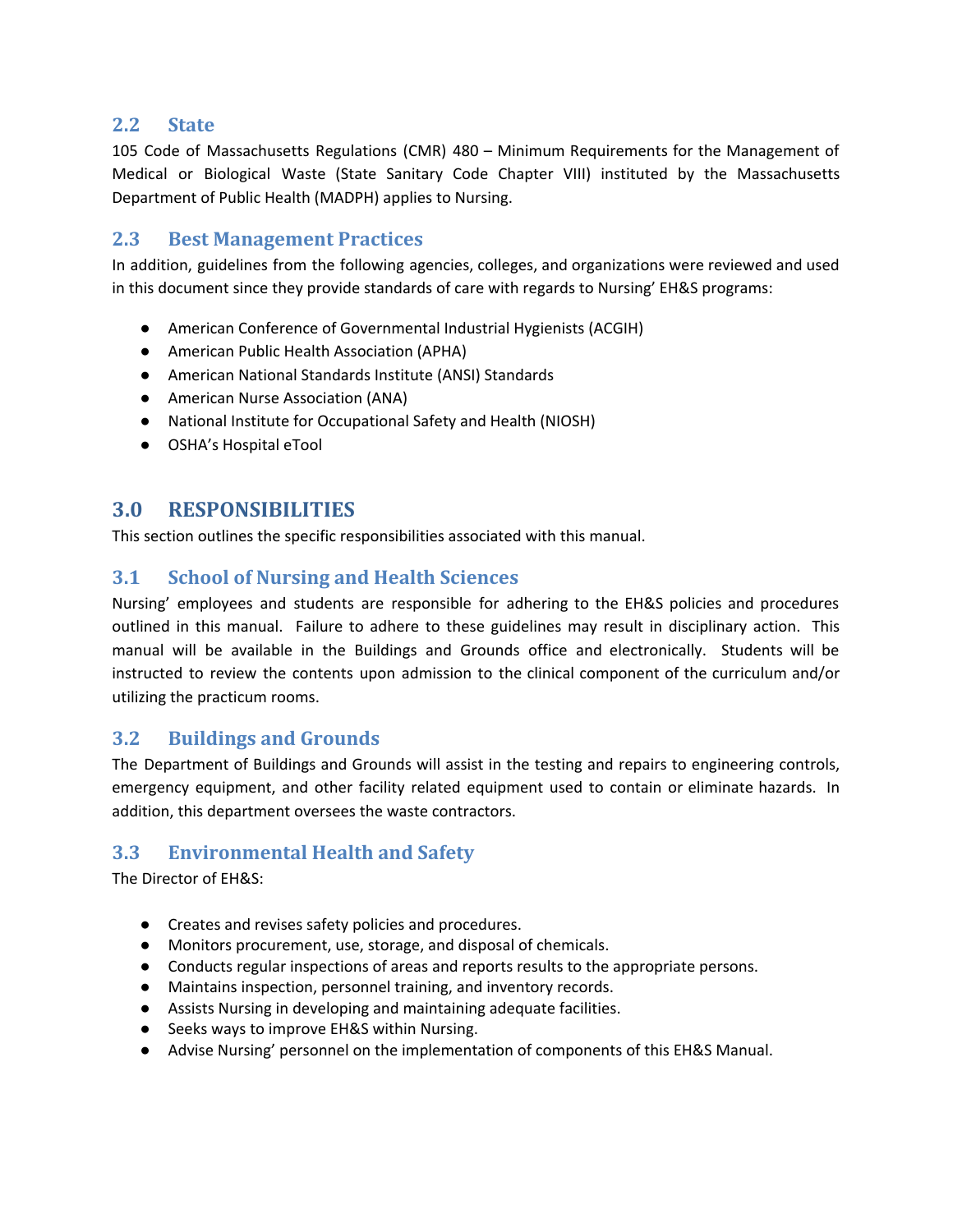## 2.2 State

105 Code of Massachusetts Regulations (CMR) 480 – Minimum Requirements for the Management of Medical or Biological Waste (State Sanitary Code Chapter VIII) instituted by the Massachusetts Department of Public Health (MADPH) applies to Nursing.

## 2.3 Best Management Practices

In addition, guidelines from the following agencies, colleges, and organizations were reviewed and used in this document since they provide standards of care with regards to Nursing' EH&S programs:

- American Conference of Governmental Industrial Hygienists (ACGIH)
- American Public Health Association (APHA)
- American National Standards Institute (ANSI) Standards
- American Nurse Association (ANA)
- National Institute for Occupational Safety and Health (NIOSH)
- OSHA's Hospital eTool

# 3.0 RESPONSIBILITIES

This section outlines the specific responsibilities associated with this manual.

## 3.1 School of Nursing and Health Sciences

Nursing' employees and students are responsible for adhering to the EH&S policies and procedures outlined in this manual. Failure to adhere to these guidelines may result in disciplinary action. This manual will be available in the Buildings and Grounds office and electronically. Students will be instructed to review the contents upon admission to the clinical component of the curriculum and/or utilizing the practicum rooms.

## 3.2 Buildings and Grounds

The Department of Buildings and Grounds will assist in the testing and repairs to engineering controls, emergency equipment, and other facility related equipment used to contain or eliminate hazards. In addition, this department oversees the waste contractors.

## 3.3 Environmental Health and Safety

The Director of EH&S:

- Creates and revises safety policies and procedures.
- Monitors procurement, use, storage, and disposal of chemicals.
- Conducts regular inspections of areas and reports results to the appropriate persons.
- Maintains inspection, personnel training, and inventory records.
- Assists Nursing in developing and maintaining adequate facilities.
- Seeks ways to improve EH&S within Nursing.
- Advise Nursing' personnel on the implementation of components of this EH&S Manual.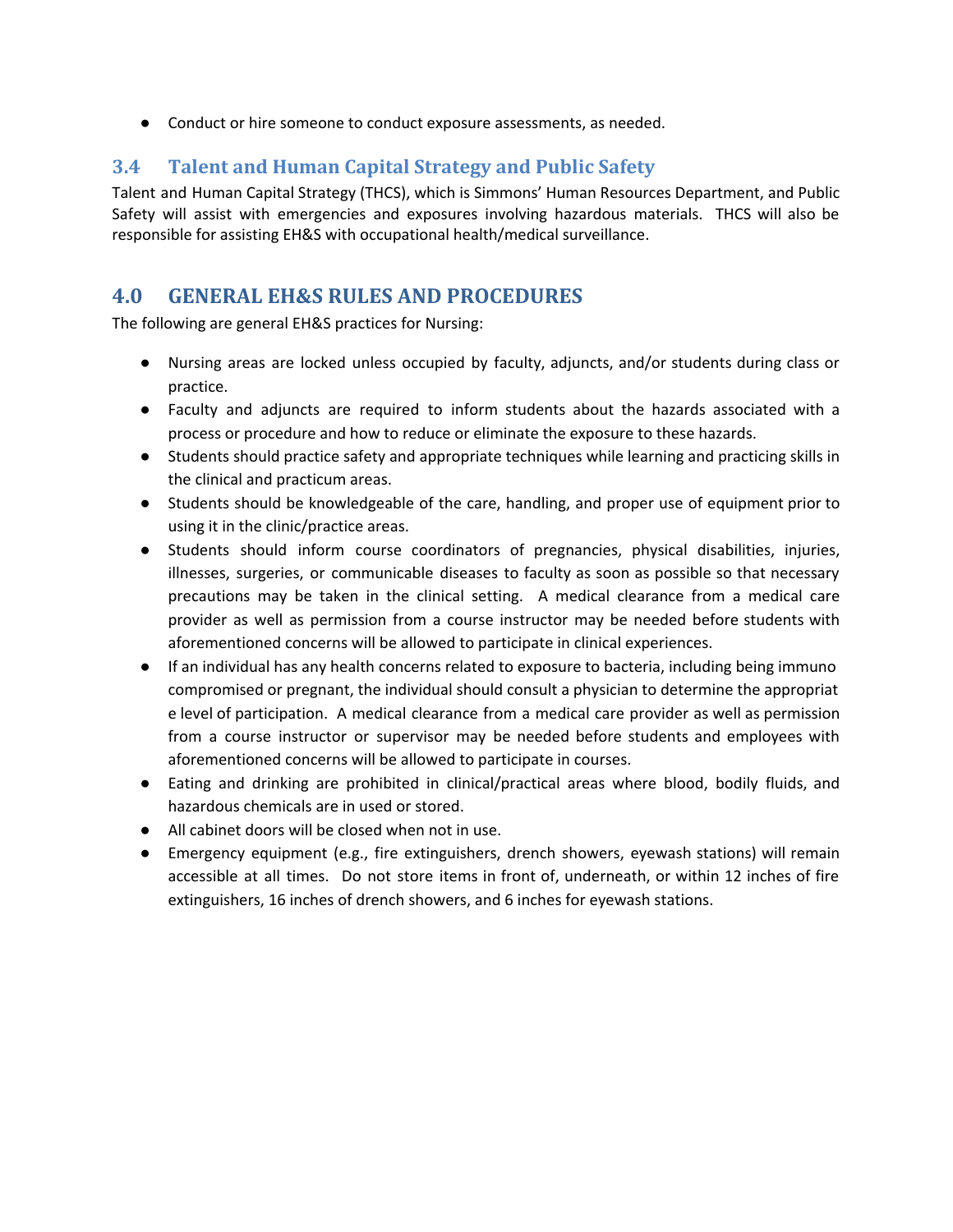- Conduct or hire someone to conduct exposure assessments, as needed.

### 3.4 Talent and Human Capital Strategy and Public Safety

Talent and Human Capital Strategy (THCS), which is Simmons' Human Resources Department, and Public Safety will assist with emergencies and exposures involving hazardous materials. THCS will also be responsible for assisting EH&S with occupational health/medical surveillance.

## 4.0 GENERAL EH&S RULES AND PROCEDURES

The following are general EH&S practices for Nursing:

- Nursing areas are locked unless occupied by faculty, adjuncts, and/or students during class or practice.
- Faculty and adjuncts are required to inform students about the hazards associated with a process or procedure and how to reduce or eliminate the exposure to these hazards.
- Students should practice safety and appropriate techniques while learning and practicing skills in the clinical and practicum areas.
- Students should be knowledgeable of the care, handling, and proper use of equipment prior to using it in the clinic/practice areas.
- Students should inform course coordinators of pregnancies, physical disabilities, injuries, illnesses, surgeries, or communicable diseases to faculty as soon as possible so that necessary precautions may be taken in the clinical setting. A medical clearance from a medical care provider as well as permission from a course instructor may be needed before students with aforementioned concerns will be allowed to participate in clinical experiences.
- If an individual has any health concerns related to exposure to bacteria, including being immuno compromised or pregnant, the individual should consult a physician to determine the appropriat e level of participation. A medical clearance from a medical care provider as well as permission from a course instructor or supervisor may be needed before students and employees with aforementioned concerns will be allowed to participate in courses.
- Eating and drinking are prohibited in clinical/practical areas where blood, bodily fluids, and hazardous chemicals are in used or stored.
- All cabinet doors will be closed when not in use.
- Emergency equipment (e.g., fire extinguishers, drench showers, eyewash stations) will remain accessible at all times. Do not store items in front of, underneath, or within 12 inches of fire extinguishers, 16 inches of drench showers, and 6 inches for eyewash stations.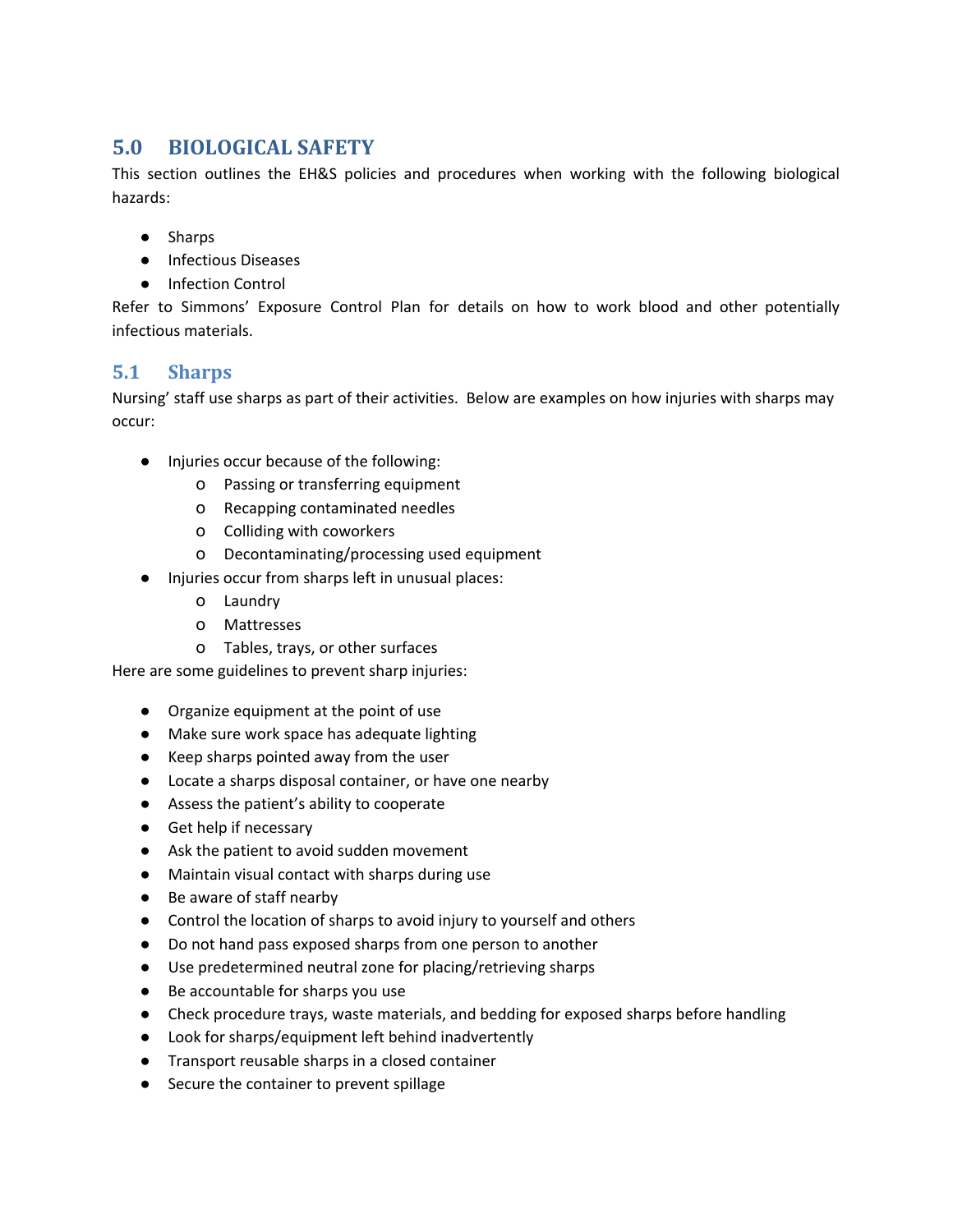## 5.0 BIOLOGICAL SAFETY

This section outlines the EH&S policies and procedures when working with the following biological hazards:

- Sharps
- Infectious Diseases
- Infection Control

Refer to Simmons' Exposure Control Plan for details on how to work blood and other potentially infectious materials.

### 5.1 Sharps

Nursing' staff use sharps as part of their activities. Below are examples on how injuries with sharps may occur:

- Injuries occur because of the following:
  - Passing or transferring equipment
  - Recapping contaminated needles
  - Colliding with coworkers
  - Decontaminating/processing used equipment
- Injuries occur from sharps left in unusual places:
  - Laundry
  - Mattresses
  - Tables, trays, or other surfaces

Here are some guidelines to prevent sharp injuries:

- Organize equipment at the point of use
- Make sure work space has adequate lighting
- Keep sharps pointed away from the user
- Locate a sharps disposal container, or have one nearby
- Assess the patient's ability to cooperate
- Get help if necessary
- Ask the patient to avoid sudden movement
- Maintain visual contact with sharps during use
- Be aware of staff nearby
- Control the location of sharps to avoid injury to yourself and others
- Do not hand pass exposed sharps from one person to another
- Use predetermined neutral zone for placing/retrieving sharps
- Be accountable for sharps you use
- Check procedure trays, waste materials, and bedding for exposed sharps before handling
- Look for sharps/equipment left behind inadvertently
- Transport reusable sharps in a closed container
- Secure the container to prevent spillage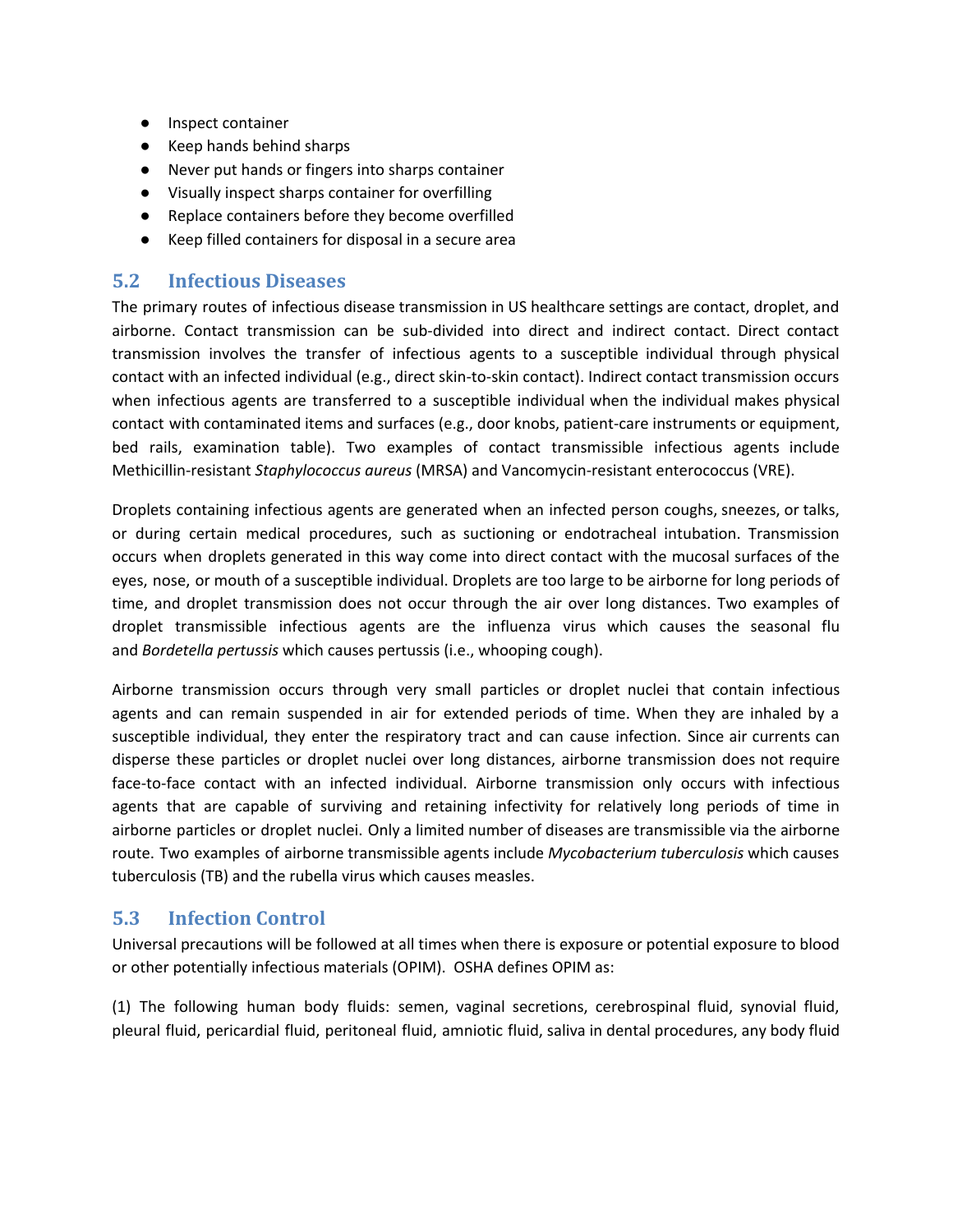- Inspect container
- Keep hands behind sharps
- Never put hands or fingers into sharps container
- Visually inspect sharps container for overfilling
- Replace containers before they become overfilled
- Keep filled containers for disposal in a secure area

## 5.2 Infectious Diseases

The primary routes of infectious disease transmission in US healthcare settings are contact, droplet, and airborne. Contact transmission can be sub-divided into direct and indirect contact. Direct contact transmission involves the transfer of infectious agents to a susceptible individual through physical contact with an infected individual (e.g., direct skin-to-skin contact). Indirect contact transmission occurs when infectious agents are transferred to a susceptible individual when the individual makes physical contact with contaminated items and surfaces (e.g., door knobs, patient-care instruments or equipment, bed rails, examination table). Two examples of contact transmissible infectious agents include Methicillin-resistant *Staphylococcus aureus* (MRSA) and Vancomycin-resistant enterococcus (VRE).

Droplets containing infectious agents are generated when an infected person coughs, sneezes, or talks, or during certain medical procedures, such as suctioning or endotracheal intubation. Transmission occurs when droplets generated in this way come into direct contact with the mucosal surfaces of the eyes, nose, or mouth of a susceptible individual. Droplets are too large to be airborne for long periods of time, and droplet transmission does not occur through the air over long distances. Two examples of droplet transmissible infectious agents are the influenza virus which causes the seasonal flu and *Bordetella pertussis* which causes pertussis (i.e., whooping cough).

Airborne transmission occurs through very small particles or droplet nuclei that contain infectious agents and can remain suspended in air for extended periods of time. When they are inhaled by a susceptible individual, they enter the respiratory tract and can cause infection. Since air currents can disperse these particles or droplet nuclei over long distances, airborne transmission does not require face-to-face contact with an infected individual. Airborne transmission only occurs with infectious agents that are capable of surviving and retaining infectivity for relatively long periods of time in airborne particles or droplet nuclei. Only a limited number of diseases are transmissible via the airborne route. Two examples of airborne transmissible agents include *Mycobacterium tuberculosis* which causes tuberculosis (TB) and the rubella virus which causes measles.

## 5.3 Infection Control

Universal precautions will be followed at all times when there is exposure or potential exposure to blood or other potentially infectious materials (OPIM). OSHA defines OPIM as:

(1) The following human body fluids: semen, vaginal secretions, cerebrospinal fluid, synovial fluid, pleural fluid, pericardial fluid, peritoneal fluid, amniotic fluid, saliva in dental procedures, any body fluid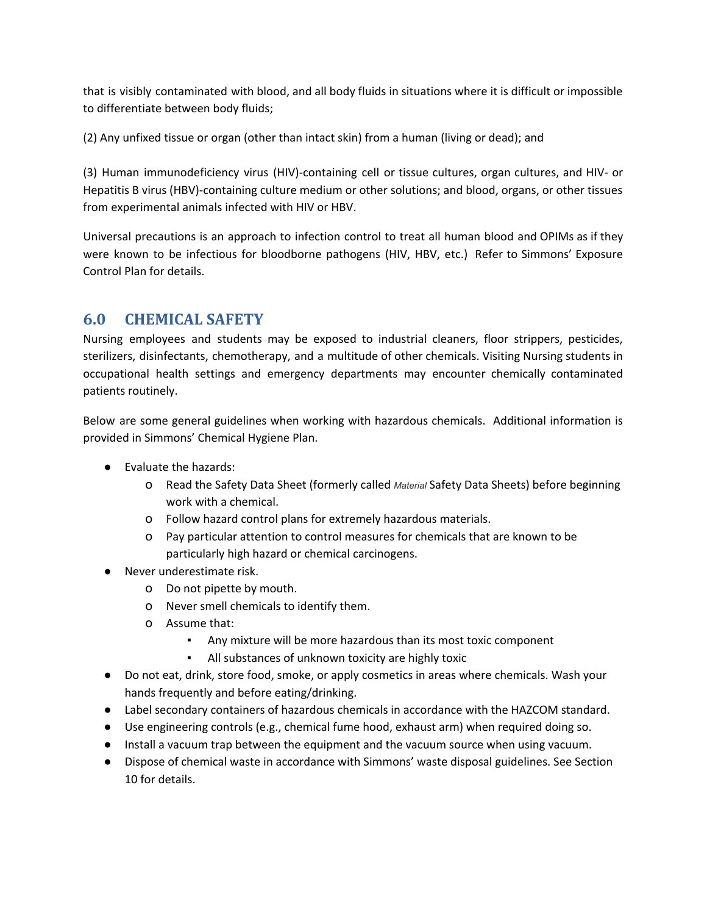that is visibly contaminated with blood, and all body fluids in situations where it is difficult or impossible to differentiate between body fluids;

(2) Any unfixed tissue or organ (other than intact skin) from a human (living or dead); and

(3) Human immunodeficiency virus (HIV)-containing cell or tissue cultures, organ cultures, and HIV- or Hepatitis B virus (HBV)-containing culture medium or other solutions; and blood, organs, or other tissues from experimental animals infected with HIV or HBV.

Universal precautions is an approach to infection control to treat all human blood and OPIMs as if they were known to be infectious for bloodborne pathogens (HIV, HBV, etc.) Refer to Simmons' Exposure Control Plan for details.

## 6.0 CHEMICAL SAFETY

Nursing employees and students may be exposed to industrial cleaners, floor strippers, pesticides, sterilizers, disinfectants, chemotherapy, and a multitude of other chemicals. Visiting Nursing students in occupational health settings and emergency departments may encounter chemically contaminated patients routinely.

Below are some general guidelines when working with hazardous chemicals. Additional information is provided in Simmons' Chemical Hygiene Plan.

- Evaluate the hazards:
  - Read the Safety Data Sheet (formerly called *Material* Safety Data Sheets) before beginning work with a chemical.
  - Follow hazard control plans for extremely hazardous materials.
  - Pay particular attention to control measures for chemicals that are known to be particularly high hazard or chemical carcinogens.
- Never underestimate risk.
  - Do not pipette by mouth.
  - Never smell chemicals to identify them.
  - Assume that:
    - Any mixture will be more hazardous than its most toxic component
    - All substances of unknown toxicity are highly toxic
- Do not eat, drink, store food, smoke, or apply cosmetics in areas where chemicals. Wash your hands frequently and before eating/drinking.
- Label secondary containers of hazardous chemicals in accordance with the HAZCOM standard.
- Use engineering controls (e.g., chemical fume hood, exhaust arm) when required doing so.
- Install a vacuum trap between the equipment and the vacuum source when using vacuum.
- Dispose of chemical waste in accordance with Simmons' waste disposal guidelines. See Section 10 for details.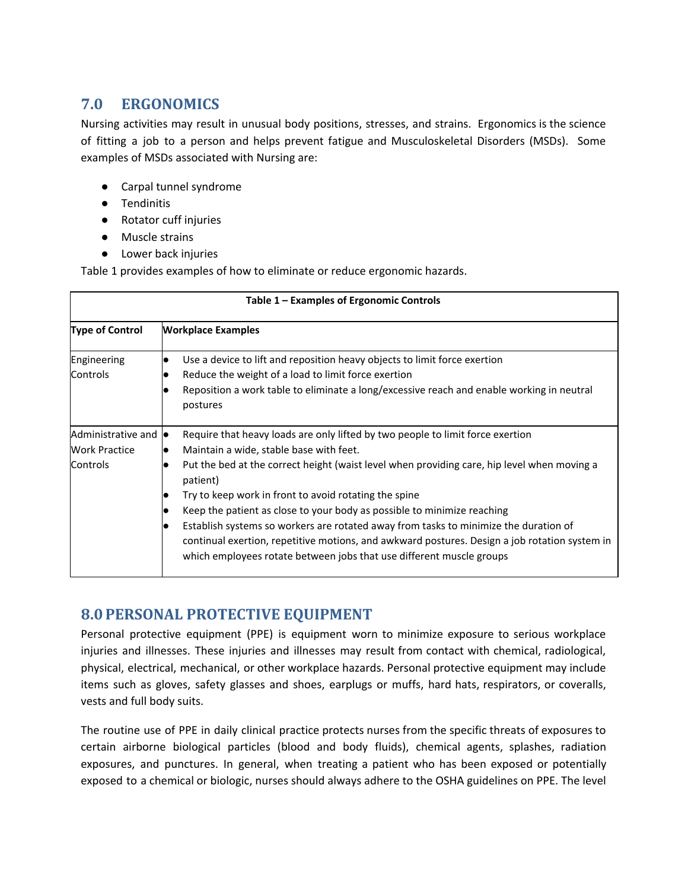## 7.0 ERGONOMICS

Nursing activities may result in unusual body positions, stresses, and strains. Ergonomics is the science of fitting a job to a person and helps prevent fatigue and Musculoskeletal Disorders (MSDs). Some examples of MSDs associated with Nursing are:

- Carpal tunnel syndrome
- Tendinitis
- Rotator cuff injuries
- Muscle strains
- Lower back injuries

Table 1 provides examples of how to eliminate or reduce ergonomic hazards.

**Table 1 – Examples of Ergonomic Controls**

| **Type of Control** | **Workplace Examples** |
|---|---|
| Engineering Controls | • Use a device to lift and reposition heavy objects to limit force exertion<br>• Reduce the weight of a load to limit force exertion<br>• Reposition a work table to eliminate a long/excessive reach and enable working in neutral postures |
| Administrative and Work Practice Controls | • Require that heavy loads are only lifted by two people to limit force exertion<br>• Maintain a wide, stable base with feet.<br>• Put the bed at the correct height (waist level when providing care, hip level when moving a patient)<br>• Try to keep work in front to avoid rotating the spine<br>• Keep the patient as close to your body as possible to minimize reaching<br>• Establish systems so workers are rotated away from tasks to minimize the duration of continual exertion, repetitive motions, and awkward postures. Design a job rotation system in which employees rotate between jobs that use different muscle groups |

## 8.0 PERSONAL PROTECTIVE EQUIPMENT

Personal protective equipment (PPE) is equipment worn to minimize exposure to serious workplace injuries and illnesses. These injuries and illnesses may result from contact with chemical, radiological, physical, electrical, mechanical, or other workplace hazards. Personal protective equipment may include items such as gloves, safety glasses and shoes, earplugs or muffs, hard hats, respirators, or coveralls, vests and full body suits.

The routine use of PPE in daily clinical practice protects nurses from the specific threats of exposures to certain airborne biological particles (blood and body fluids), chemical agents, splashes, radiation exposures, and punctures. In general, when treating a patient who has been exposed or potentially exposed to a chemical or biologic, nurses should always adhere to the OSHA guidelines on PPE. The level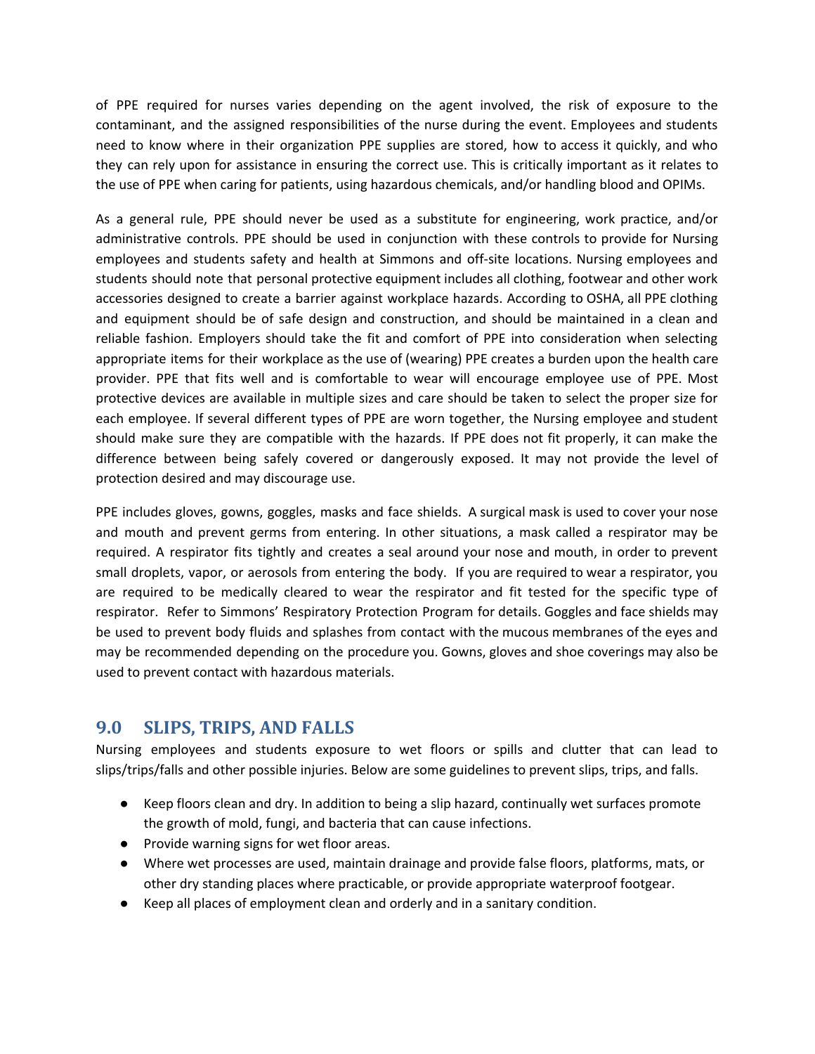of PPE required for nurses varies depending on the agent involved, the risk of exposure to the contaminant, and the assigned responsibilities of the nurse during the event. Employees and students need to know where in their organization PPE supplies are stored, how to access it quickly, and who they can rely upon for assistance in ensuring the correct use. This is critically important as it relates to the use of PPE when caring for patients, using hazardous chemicals, and/or handling blood and OPIMs.

As a general rule, PPE should never be used as a substitute for engineering, work practice, and/or administrative controls. PPE should be used in conjunction with these controls to provide for Nursing employees and students safety and health at Simmons and off-site locations. Nursing employees and students should note that personal protective equipment includes all clothing, footwear and other work accessories designed to create a barrier against workplace hazards. According to OSHA, all PPE clothing and equipment should be of safe design and construction, and should be maintained in a clean and reliable fashion. Employers should take the fit and comfort of PPE into consideration when selecting appropriate items for their workplace as the use of (wearing) PPE creates a burden upon the health care provider. PPE that fits well and is comfortable to wear will encourage employee use of PPE. Most protective devices are available in multiple sizes and care should be taken to select the proper size for each employee. If several different types of PPE are worn together, the Nursing employee and student should make sure they are compatible with the hazards. If PPE does not fit properly, it can make the difference between being safely covered or dangerously exposed. It may not provide the level of protection desired and may discourage use.

PPE includes gloves, gowns, goggles, masks and face shields. A surgical mask is used to cover your nose and mouth and prevent germs from entering. In other situations, a mask called a respirator may be required. A respirator fits tightly and creates a seal around your nose and mouth, in order to prevent small droplets, vapor, or aerosols from entering the body. If you are required to wear a respirator, you are required to be medically cleared to wear the respirator and fit tested for the specific type of respirator. Refer to Simmons' Respiratory Protection Program for details. Goggles and face shields may be used to prevent body fluids and splashes from contact with the mucous membranes of the eyes and may be recommended depending on the procedure you. Gowns, gloves and shoe coverings may also be used to prevent contact with hazardous materials.

## 9.0 SLIPS, TRIPS, AND FALLS

Nursing employees and students exposure to wet floors or spills and clutter that can lead to slips/trips/falls and other possible injuries. Below are some guidelines to prevent slips, trips, and falls.

- Keep floors clean and dry. In addition to being a slip hazard, continually wet surfaces promote the growth of mold, fungi, and bacteria that can cause infections.
- Provide warning signs for wet floor areas.
- Where wet processes are used, maintain drainage and provide false floors, platforms, mats, or other dry standing places where practicable, or provide appropriate waterproof footgear.
- Keep all places of employment clean and orderly and in a sanitary condition.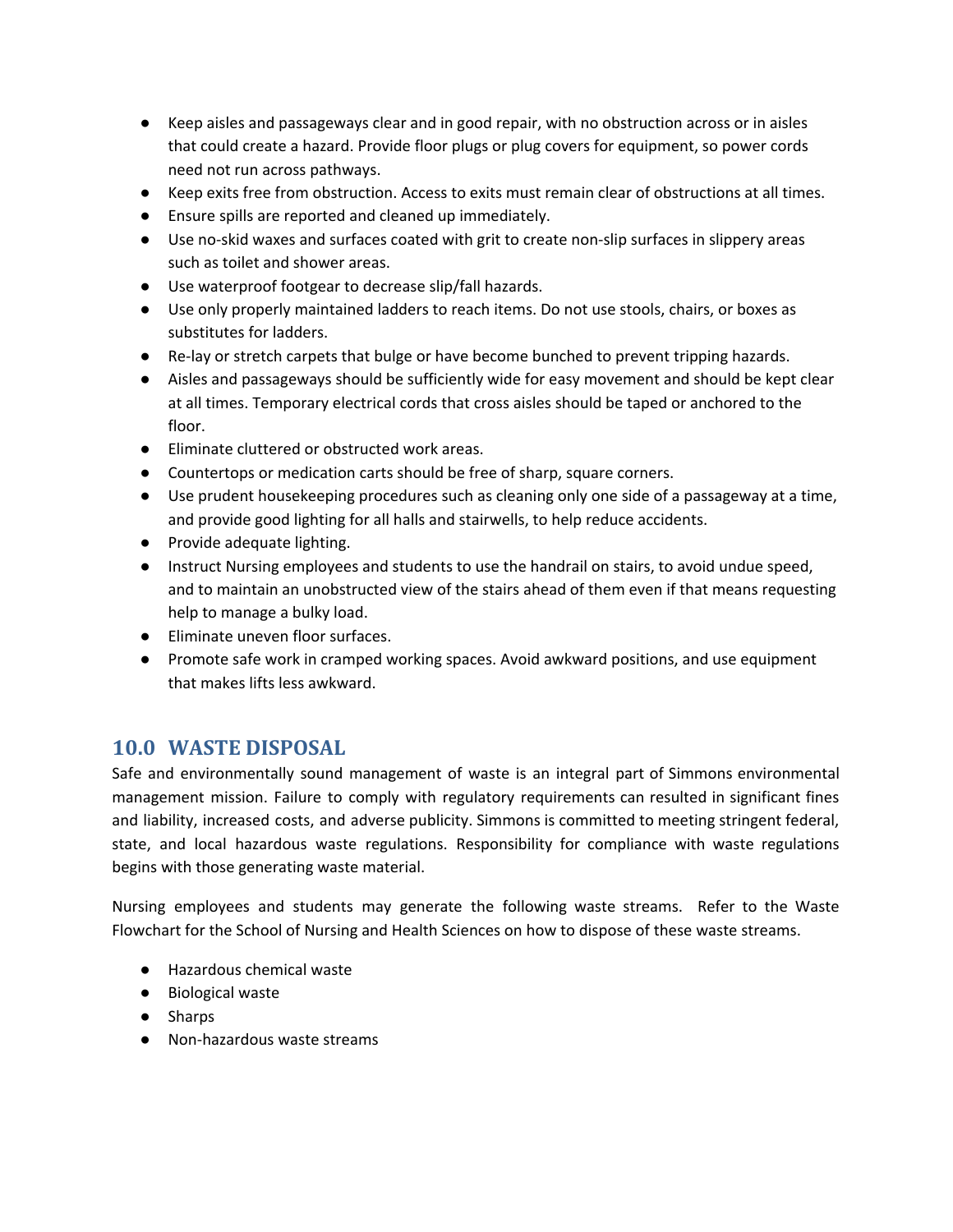- Keep aisles and passageways clear and in good repair, with no obstruction across or in aisles that could create a hazard. Provide floor plugs or plug covers for equipment, so power cords need not run across pathways.
- Keep exits free from obstruction. Access to exits must remain clear of obstructions at all times.
- Ensure spills are reported and cleaned up immediately.
- Use no-skid waxes and surfaces coated with grit to create non-slip surfaces in slippery areas such as toilet and shower areas.
- Use waterproof footgear to decrease slip/fall hazards.
- Use only properly maintained ladders to reach items. Do not use stools, chairs, or boxes as substitutes for ladders.
- Re-lay or stretch carpets that bulge or have become bunched to prevent tripping hazards.
- Aisles and passageways should be sufficiently wide for easy movement and should be kept clear at all times. Temporary electrical cords that cross aisles should be taped or anchored to the floor.
- Eliminate cluttered or obstructed work areas.
- Countertops or medication carts should be free of sharp, square corners.
- Use prudent housekeeping procedures such as cleaning only one side of a passageway at a time, and provide good lighting for all halls and stairwells, to help reduce accidents.
- Provide adequate lighting.
- Instruct Nursing employees and students to use the handrail on stairs, to avoid undue speed, and to maintain an unobstructed view of the stairs ahead of them even if that means requesting help to manage a bulky load.
- Eliminate uneven floor surfaces.
- Promote safe work in cramped working spaces. Avoid awkward positions, and use equipment that makes lifts less awkward.

## 10.0 WASTE DISPOSAL

Safe and environmentally sound management of waste is an integral part of Simmons environmental management mission. Failure to comply with regulatory requirements can resulted in significant fines and liability, increased costs, and adverse publicity. Simmons is committed to meeting stringent federal, state, and local hazardous waste regulations. Responsibility for compliance with waste regulations begins with those generating waste material.

Nursing employees and students may generate the following waste streams. Refer to the Waste Flowchart for the School of Nursing and Health Sciences on how to dispose of these waste streams.

- Hazardous chemical waste
- Biological waste
- Sharps
- Non-hazardous waste streams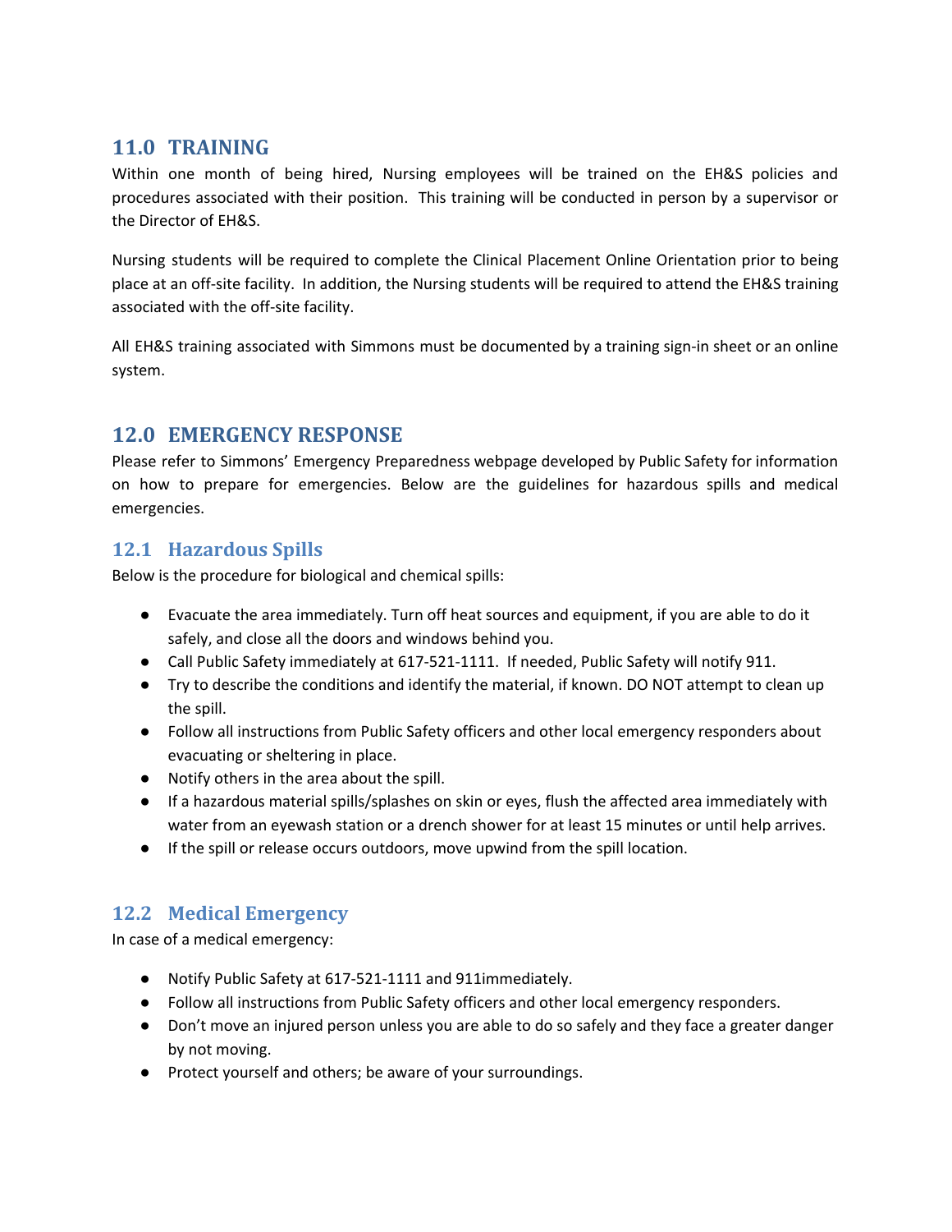## 11.0 TRAINING

Within one month of being hired, Nursing employees will be trained on the EH&S policies and procedures associated with their position. This training will be conducted in person by a supervisor or the Director of EH&S.

Nursing students will be required to complete the Clinical Placement Online Orientation prior to being place at an off-site facility. In addition, the Nursing students will be required to attend the EH&S training associated with the off-site facility.

All EH&S training associated with Simmons must be documented by a training sign-in sheet or an online system.

## 12.0 EMERGENCY RESPONSE

Please refer to Simmons' Emergency Preparedness webpage developed by Public Safety for information on how to prepare for emergencies. Below are the guidelines for hazardous spills and medical emergencies.

### 12.1 Hazardous Spills

Below is the procedure for biological and chemical spills:

- Evacuate the area immediately. Turn off heat sources and equipment, if you are able to do it safely, and close all the doors and windows behind you.
- Call Public Safety immediately at 617-521-1111. If needed, Public Safety will notify 911.
- Try to describe the conditions and identify the material, if known. DO NOT attempt to clean up the spill.
- Follow all instructions from Public Safety officers and other local emergency responders about evacuating or sheltering in place.
- Notify others in the area about the spill.
- If a hazardous material spills/splashes on skin or eyes, flush the affected area immediately with water from an eyewash station or a drench shower for at least 15 minutes or until help arrives.
- If the spill or release occurs outdoors, move upwind from the spill location.

### 12.2 Medical Emergency

In case of a medical emergency:

- Notify Public Safety at 617-521-1111 and 911immediately.
- Follow all instructions from Public Safety officers and other local emergency responders.
- Don't move an injured person unless you are able to do so safely and they face a greater danger by not moving.
- Protect yourself and others; be aware of your surroundings.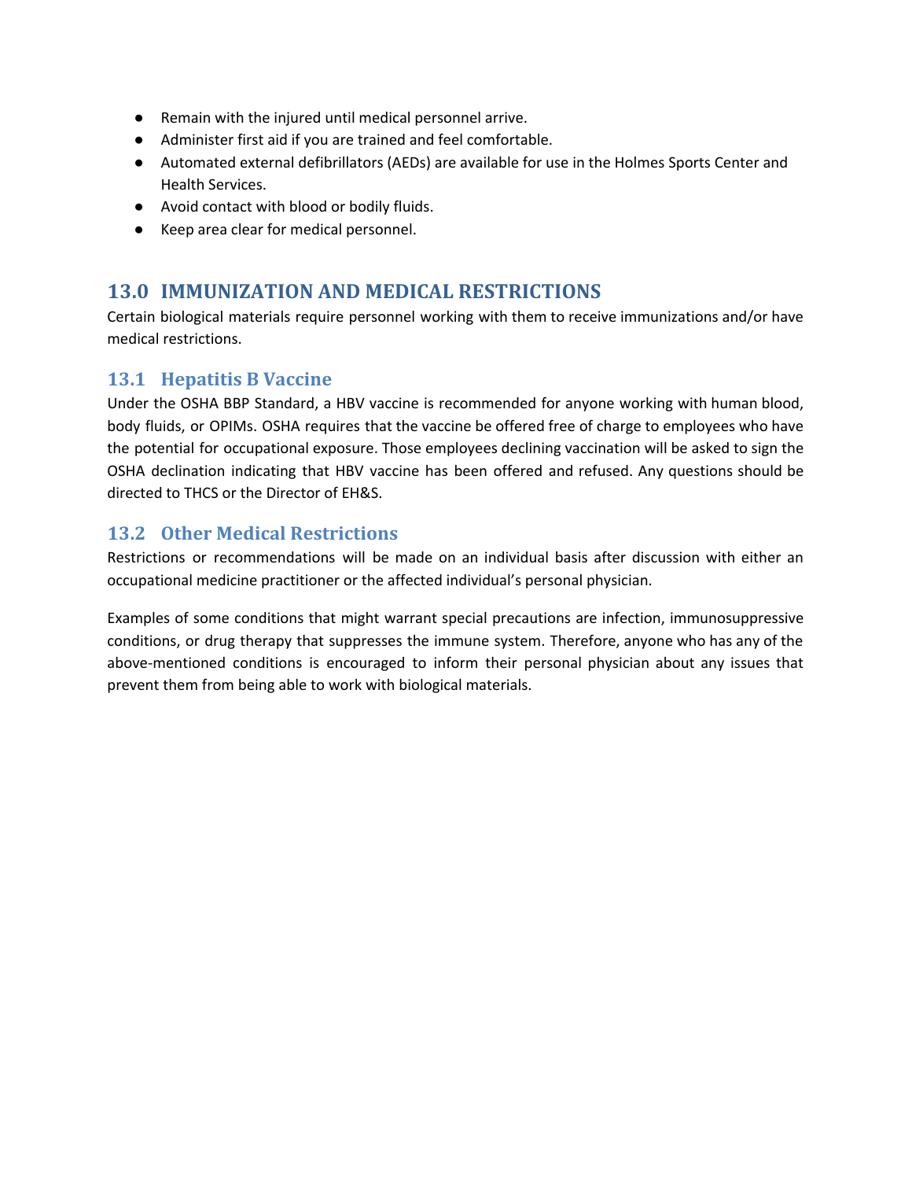- Remain with the injured until medical personnel arrive.
- Administer first aid if you are trained and feel comfortable.
- Automated external defibrillators (AEDs) are available for use in the Holmes Sports Center and Health Services.
- Avoid contact with blood or bodily fluids.
- Keep area clear for medical personnel.

## 13.0 IMMUNIZATION AND MEDICAL RESTRICTIONS

Certain biological materials require personnel working with them to receive immunizations and/or have medical restrictions.

### 13.1 Hepatitis B Vaccine

Under the OSHA BBP Standard, a HBV vaccine is recommended for anyone working with human blood, body fluids, or OPIMs. OSHA requires that the vaccine be offered free of charge to employees who have the potential for occupational exposure. Those employees declining vaccination will be asked to sign the OSHA declination indicating that HBV vaccine has been offered and refused. Any questions should be directed to THCS or the Director of EH&S.

### 13.2 Other Medical Restrictions

Restrictions or recommendations will be made on an individual basis after discussion with either an occupational medicine practitioner or the affected individual's personal physician.

Examples of some conditions that might warrant special precautions are infection, immunosuppressive conditions, or drug therapy that suppresses the immune system. Therefore, anyone who has any of the above-mentioned conditions is encouraged to inform their personal physician about any issues that prevent them from being able to work with biological materials.